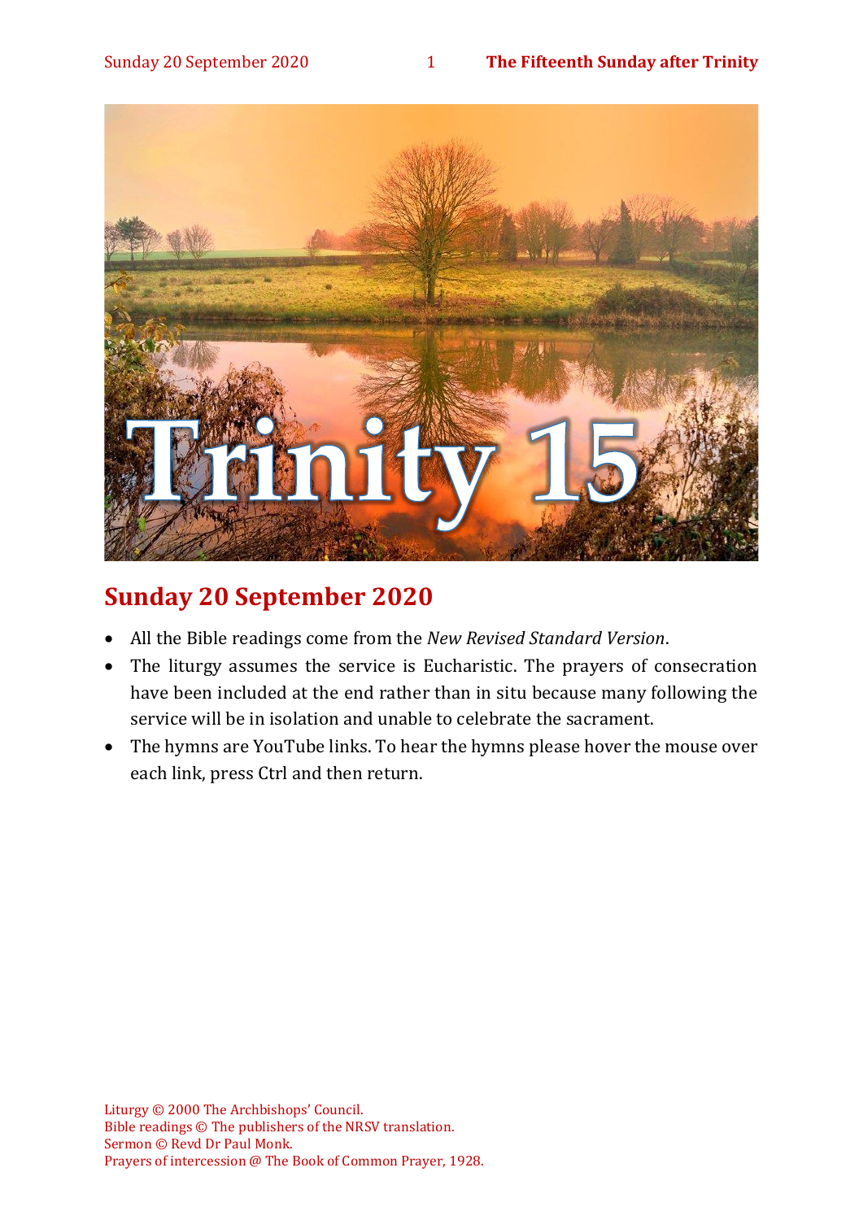Trinity 15

## Sunday 20 September 2020

- All the Bible readings come from the *New Revised Standard Version*.
- The liturgy assumes the service is Eucharistic. The prayers of consecration have been included at the end rather than in situ because many following the service will be in isolation and unable to celebrate the sacrament.
- The hymns are YouTube links. To hear the hymns please hover the mouse over each link, press Ctrl and then return.

Liturgy © 2000 The Archbishops' Council.
Bible readings © The publishers of the NRSV translation.
Sermon © Revd Dr Paul Monk.
Prayers of intercession @ The Book of Common Prayer, 1928.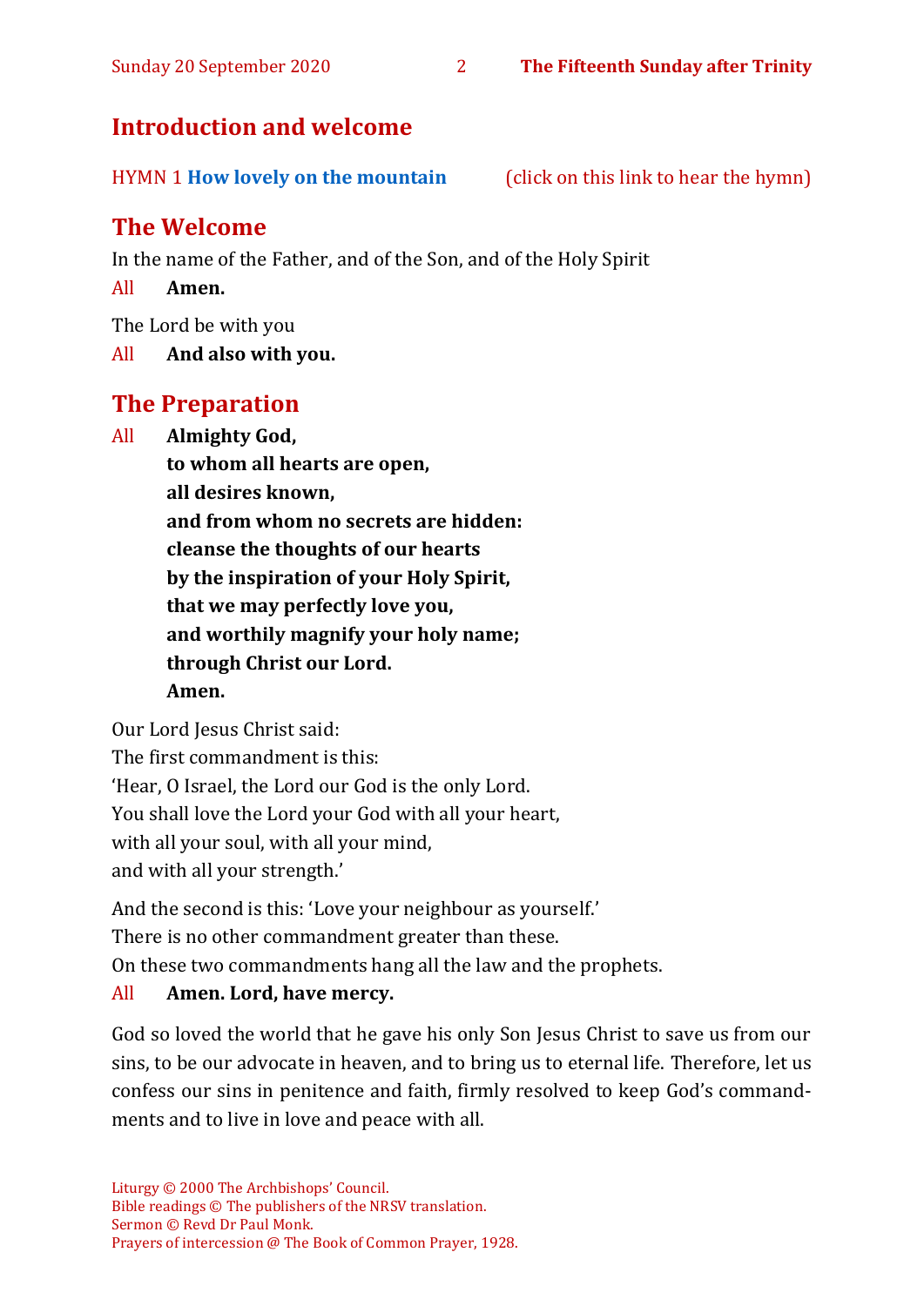## Introduction and welcome

HYMN 1 **How lovely on the mountain** (click on this link to hear the hymn)

## The Welcome

In the name of the Father, and of the Son, and of the Holy Spirit

All **Amen.**

The Lord be with you

All **And also with you.**

## The Preparation

All **Almighty God,**
**to whom all hearts are open,**
**all desires known,**
**and from whom no secrets are hidden:**
**cleanse the thoughts of our hearts**
**by the inspiration of your Holy Spirit,**
**that we may perfectly love you,**
**and worthily magnify your holy name;**
**through Christ our Lord.**
**Amen.**

Our Lord Jesus Christ said:
The first commandment is this:
'Hear, O Israel, the Lord our God is the only Lord.
You shall love the Lord your God with all your heart,
with all your soul, with all your mind,
and with all your strength.'

And the second is this: 'Love your neighbour as yourself.'
There is no other commandment greater than these.
On these two commandments hang all the law and the prophets.

All **Amen. Lord, have mercy.**

God so loved the world that he gave his only Son Jesus Christ to save us from our sins, to be our advocate in heaven, and to bring us to eternal life. Therefore, let us confess our sins in penitence and faith, firmly resolved to keep God's commandments and to live in love and peace with all.

Liturgy © 2000 The Archbishops' Council.
Bible readings © The publishers of the NRSV translation.
Sermon © Revd Dr Paul Monk.
Prayers of intercession @ The Book of Common Prayer, 1928.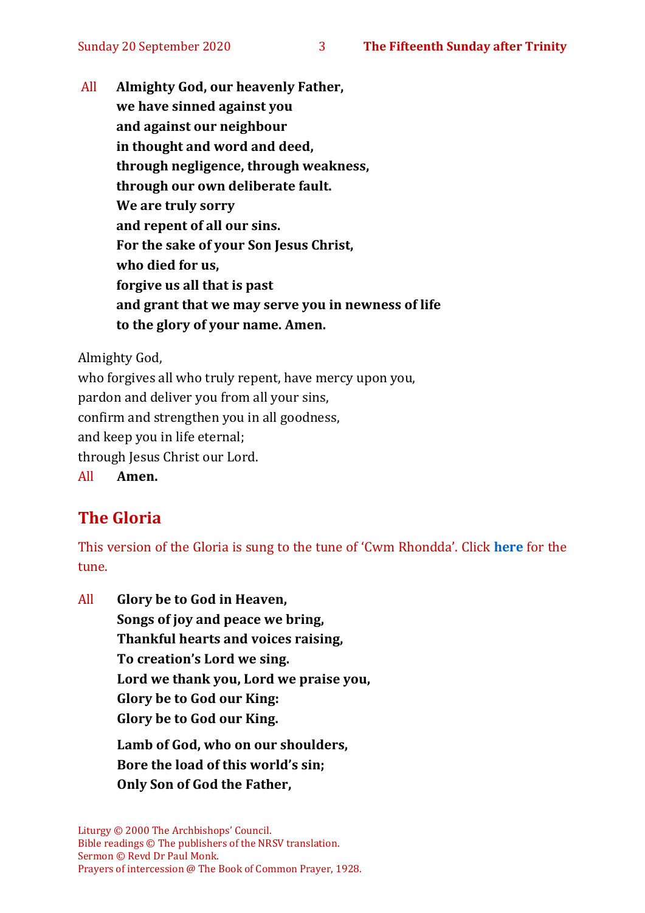All **Almighty God, our heavenly Father,**
**we have sinned against you**
**and against our neighbour**
**in thought and word and deed,**
**through negligence, through weakness,**
**through our own deliberate fault.**
**We are truly sorry**
**and repent of all our sins.**
**For the sake of your Son Jesus Christ,**
**who died for us,**
**forgive us all that is past**
**and grant that we may serve you in newness of life**
**to the glory of your name. Amen.**

Almighty God,
who forgives all who truly repent, have mercy upon you,
pardon and deliver you from all your sins,
confirm and strengthen you in all goodness,
and keep you in life eternal;
through Jesus Christ our Lord.
All **Amen.**

## The Gloria

This version of the Gloria is sung to the tune of 'Cwm Rhondda'. Click **here** for the tune.

All **Glory be to God in Heaven,**
**Songs of joy and peace we bring,**
**Thankful hearts and voices raising,**
**To creation's Lord we sing.**
**Lord we thank you, Lord we praise you,**
**Glory be to God our King:**
**Glory be to God our King.**

**Lamb of God, who on our shoulders,**
**Bore the load of this world's sin;**
**Only Son of God the Father,**

Liturgy © 2000 The Archbishops' Council.
Bible readings © The publishers of the NRSV translation.
Sermon © Revd Dr Paul Monk.
Prayers of intercession @ The Book of Common Prayer, 1928.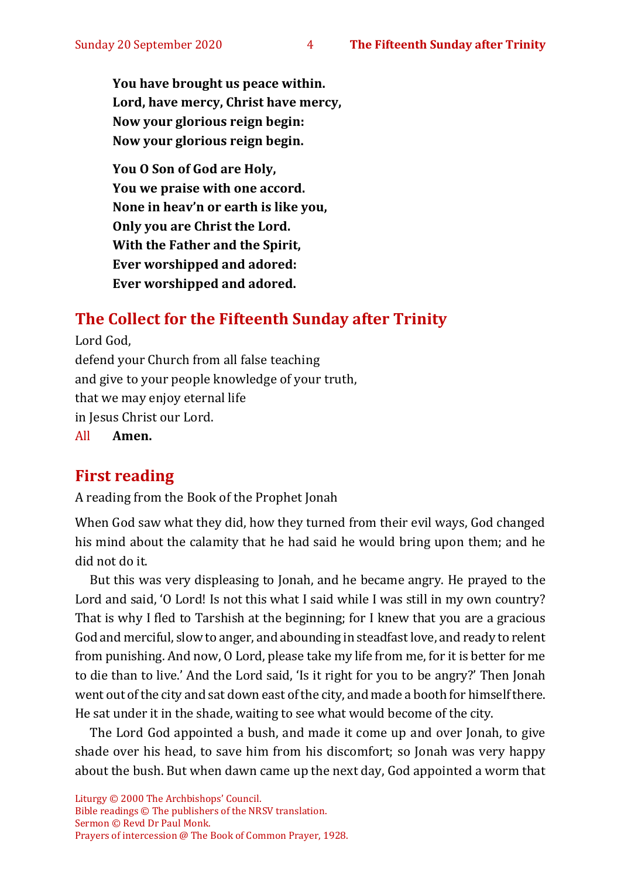**You have brought us peace within.**
**Lord, have mercy, Christ have mercy,**
**Now your glorious reign begin:**
**Now your glorious reign begin.**

**You O Son of God are Holy,**
**You we praise with one accord.**
**None in heav'n or earth is like you,**
**Only you are Christ the Lord.**
**With the Father and the Spirit,**
**Ever worshipped and adored:**
**Ever worshipped and adored.**

## The Collect for the Fifteenth Sunday after Trinity

Lord God,
defend your Church from all false teaching
and give to your people knowledge of your truth,
that we may enjoy eternal life
in Jesus Christ our Lord.
All **Amen.**

## First reading

A reading from the Book of the Prophet Jonah

When God saw what they did, how they turned from their evil ways, God changed his mind about the calamity that he had said he would bring upon them; and he did not do it.

But this was very displeasing to Jonah, and he became angry. He prayed to the Lord and said, 'O Lord! Is not this what I said while I was still in my own country? That is why I fled to Tarshish at the beginning; for I knew that you are a gracious God and merciful, slow to anger, and abounding in steadfast love, and ready to relent from punishing. And now, O Lord, please take my life from me, for it is better for me to die than to live.' And the Lord said, 'Is it right for you to be angry?' Then Jonah went out of the city and sat down east of the city, and made a booth for himself there. He sat under it in the shade, waiting to see what would become of the city.

The Lord God appointed a bush, and made it come up and over Jonah, to give shade over his head, to save him from his discomfort; so Jonah was very happy about the bush. But when dawn came up the next day, God appointed a worm that

Liturgy © 2000 The Archbishops' Council.
Bible readings © The publishers of the NRSV translation.
Sermon © Revd Dr Paul Monk.
Prayers of intercession @ The Book of Common Prayer, 1928.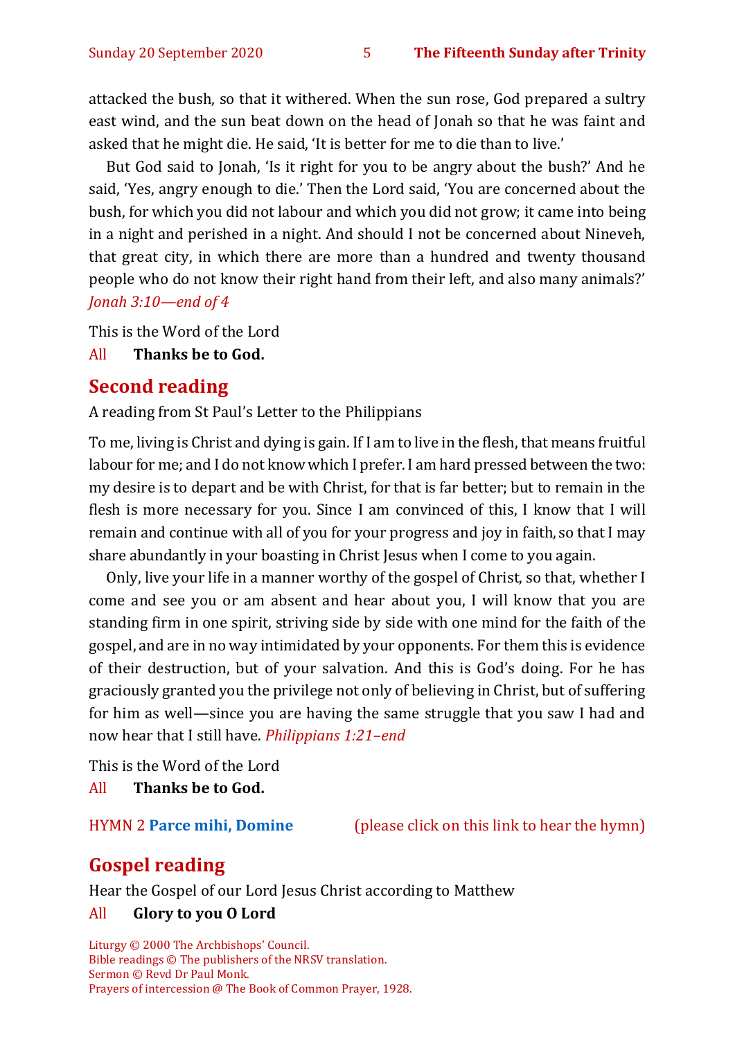attacked the bush, so that it withered. When the sun rose, God prepared a sultry east wind, and the sun beat down on the head of Jonah so that he was faint and asked that he might die. He said, 'It is better for me to die than to live.'

But God said to Jonah, 'Is it right for you to be angry about the bush?' And he said, 'Yes, angry enough to die.' Then the Lord said, 'You are concerned about the bush, for which you did not labour and which you did not grow; it came into being in a night and perished in a night. And should I not be concerned about Nineveh, that great city, in which there are more than a hundred and twenty thousand people who do not know their right hand from their left, and also many animals?' *Jonah 3:10—end of 4*

This is the Word of the Lord

All **Thanks be to God.**

## Second reading

A reading from St Paul's Letter to the Philippians

To me, living is Christ and dying is gain. If I am to live in the flesh, that means fruitful labour for me; and I do not know which I prefer. I am hard pressed between the two: my desire is to depart and be with Christ, for that is far better; but to remain in the flesh is more necessary for you. Since I am convinced of this, I know that I will remain and continue with all of you for your progress and joy in faith, so that I may share abundantly in your boasting in Christ Jesus when I come to you again.

Only, live your life in a manner worthy of the gospel of Christ, so that, whether I come and see you or am absent and hear about you, I will know that you are standing firm in one spirit, striving side by side with one mind for the faith of the gospel, and are in no way intimidated by your opponents. For them this is evidence of their destruction, but of your salvation. And this is God's doing. For he has graciously granted you the privilege not only of believing in Christ, but of suffering for him as well—since you are having the same struggle that you saw I had and now hear that I still have. *Philippians 1:21–end*

This is the Word of the Lord

All **Thanks be to God.**

HYMN 2 **Parce mihi, Domine** (please click on this link to hear the hymn)

## Gospel reading

Hear the Gospel of our Lord Jesus Christ according to Matthew

All **Glory to you O Lord**

Liturgy © 2000 The Archbishops' Council.
Bible readings © The publishers of the NRSV translation.
Sermon © Revd Dr Paul Monk.
Prayers of intercession @ The Book of Common Prayer, 1928.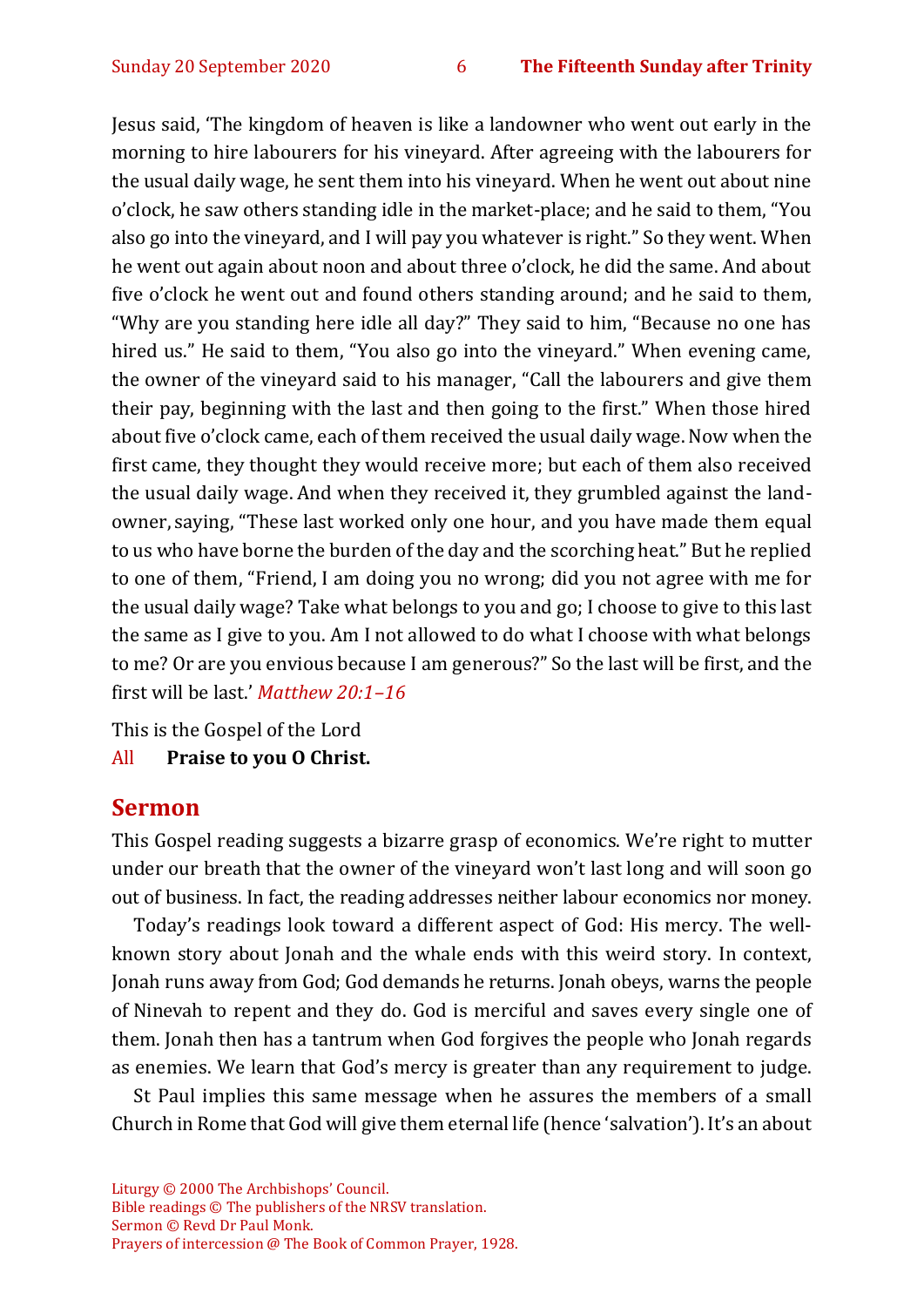Jesus said, 'The kingdom of heaven is like a landowner who went out early in the morning to hire labourers for his vineyard. After agreeing with the labourers for the usual daily wage, he sent them into his vineyard. When he went out about nine o'clock, he saw others standing idle in the market-place; and he said to them, "You also go into the vineyard, and I will pay you whatever is right." So they went. When he went out again about noon and about three o'clock, he did the same. And about five o'clock he went out and found others standing around; and he said to them, "Why are you standing here idle all day?" They said to him, "Because no one has hired us." He said to them, "You also go into the vineyard." When evening came, the owner of the vineyard said to his manager, "Call the labourers and give them their pay, beginning with the last and then going to the first." When those hired about five o'clock came, each of them received the usual daily wage. Now when the first came, they thought they would receive more; but each of them also received the usual daily wage. And when they received it, they grumbled against the land-owner, saying, "These last worked only one hour, and you have made them equal to us who have borne the burden of the day and the scorching heat." But he replied to one of them, "Friend, I am doing you no wrong; did you not agree with me for the usual daily wage? Take what belongs to you and go; I choose to give to this last the same as I give to you. Am I not allowed to do what I choose with what belongs to me? Or are you envious because I am generous?" So the last will be first, and the first will be last.' *Matthew 20:1–16*

This is the Gospel of the Lord
All **Praise to you O Christ.**

## Sermon

This Gospel reading suggests a bizarre grasp of economics. We're right to mutter under our breath that the owner of the vineyard won't last long and will soon go out of business. In fact, the reading addresses neither labour economics nor money.

Today's readings look toward a different aspect of God: His mercy. The well-known story about Jonah and the whale ends with this weird story. In context, Jonah runs away from God; God demands he returns. Jonah obeys, warns the people of Nineveh to repent and they do. God is merciful and saves every single one of them. Jonah then has a tantrum when God forgives the people who Jonah regards as enemies. We learn that God's mercy is greater than any requirement to judge.

St Paul implies this same message when he assures the members of a small Church in Rome that God will give them eternal life (hence 'salvation'). It's an about

Liturgy © 2000 The Archbishops' Council.
Bible readings © The publishers of the NRSV translation.
Sermon © Revd Dr Paul Monk.
Prayers of intercession @ The Book of Common Prayer, 1928.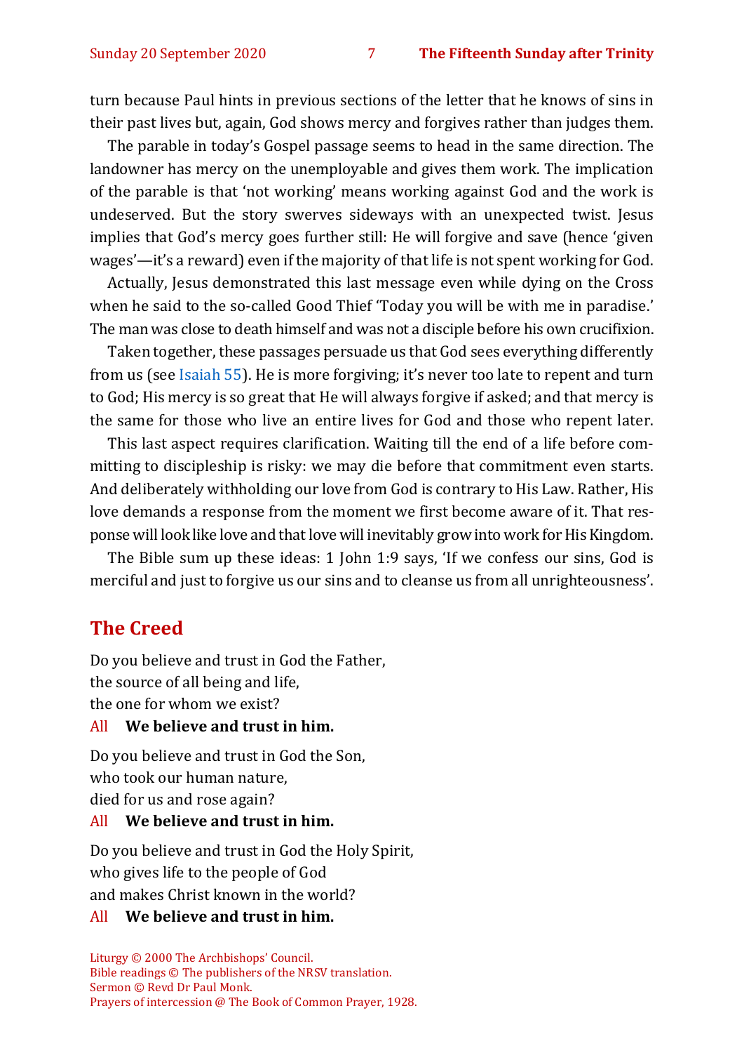turn because Paul hints in previous sections of the letter that he knows of sins in their past lives but, again, God shows mercy and forgives rather than judges them.

The parable in today's Gospel passage seems to head in the same direction. The landowner has mercy on the unemployable and gives them work. The implication of the parable is that 'not working' means working against God and the work is undeserved. But the story swerves sideways with an unexpected twist. Jesus implies that God's mercy goes further still: He will forgive and save (hence 'given wages'—it's a reward) even if the majority of that life is not spent working for God.

Actually, Jesus demonstrated this last message even while dying on the Cross when he said to the so-called Good Thief 'Today you will be with me in paradise.' The man was close to death himself and was not a disciple before his own crucifixion.

Taken together, these passages persuade us that God sees everything differently from us (see Isaiah 55). He is more forgiving; it's never too late to repent and turn to God; His mercy is so great that He will always forgive if asked; and that mercy is the same for those who live an entire lives for God and those who repent later.

This last aspect requires clarification. Waiting till the end of a life before committing to discipleship is risky: we may die before that commitment even starts. And deliberately withholding our love from God is contrary to His Law. Rather, His love demands a response from the moment we first become aware of it. That response will look like love and that love will inevitably grow into work for His Kingdom.

The Bible sum up these ideas: 1 John 1:9 says, 'If we confess our sins, God is merciful and just to forgive us our sins and to cleanse us from all unrighteousness'.

## The Creed

Do you believe and trust in God the Father,
the source of all being and life,
the one for whom we exist?

All **We believe and trust in him.**

Do you believe and trust in God the Son,
who took our human nature,
died for us and rose again?

All **We believe and trust in him.**

Do you believe and trust in God the Holy Spirit,
who gives life to the people of God
and makes Christ known in the world?

All **We believe and trust in him.**

Liturgy © 2000 The Archbishops' Council.
Bible readings © The publishers of the NRSV translation.
Sermon © Revd Dr Paul Monk.
Prayers of intercession @ The Book of Common Prayer, 1928.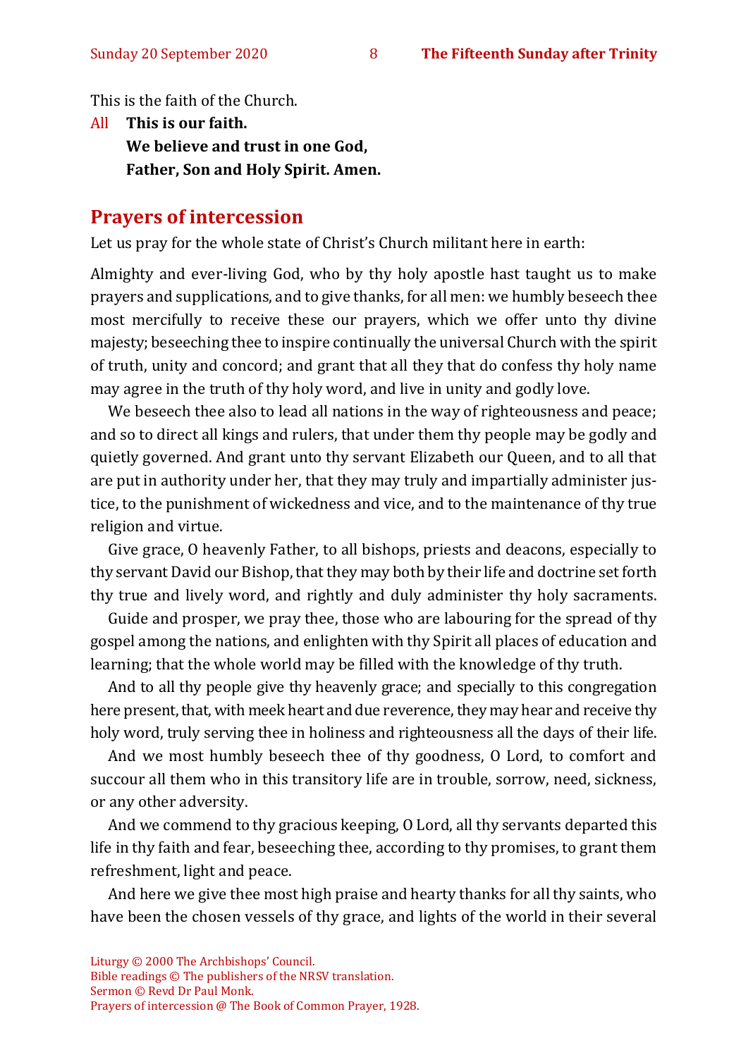This is the faith of the Church.

All **This is our faith.**
**We believe and trust in one God,**
**Father, Son and Holy Spirit. Amen.**

## Prayers of intercession

Let us pray for the whole state of Christ's Church militant here in earth:

Almighty and ever-living God, who by thy holy apostle hast taught us to make prayers and supplications, and to give thanks, for all men: we humbly beseech thee most mercifully to receive these our prayers, which we offer unto thy divine majesty; beseeching thee to inspire continually the universal Church with the spirit of truth, unity and concord; and grant that all they that do confess thy holy name may agree in the truth of thy holy word, and live in unity and godly love.

We beseech thee also to lead all nations in the way of righteousness and peace; and so to direct all kings and rulers, that under them thy people may be godly and quietly governed. And grant unto thy servant Elizabeth our Queen, and to all that are put in authority under her, that they may truly and impartially administer justice, to the punishment of wickedness and vice, and to the maintenance of thy true religion and virtue.

Give grace, O heavenly Father, to all bishops, priests and deacons, especially to thy servant David our Bishop, that they may both by their life and doctrine set forth thy true and lively word, and rightly and duly administer thy holy sacraments.

Guide and prosper, we pray thee, those who are labouring for the spread of thy gospel among the nations, and enlighten with thy Spirit all places of education and learning; that the whole world may be filled with the knowledge of thy truth.

And to all thy people give thy heavenly grace; and specially to this congregation here present, that, with meek heart and due reverence, they may hear and receive thy holy word, truly serving thee in holiness and righteousness all the days of their life.

And we most humbly beseech thee of thy goodness, O Lord, to comfort and succour all them who in this transitory life are in trouble, sorrow, need, sickness, or any other adversity.

And we commend to thy gracious keeping, O Lord, all thy servants departed this life in thy faith and fear, beseeching thee, according to thy promises, to grant them refreshment, light and peace.

And here we give thee most high praise and hearty thanks for all thy saints, who have been the chosen vessels of thy grace, and lights of the world in their several

Liturgy © 2000 The Archbishops' Council.
Bible readings © The publishers of the NRSV translation.
Sermon © Revd Dr Paul Monk.
Prayers of intercession @ The Book of Common Prayer, 1928.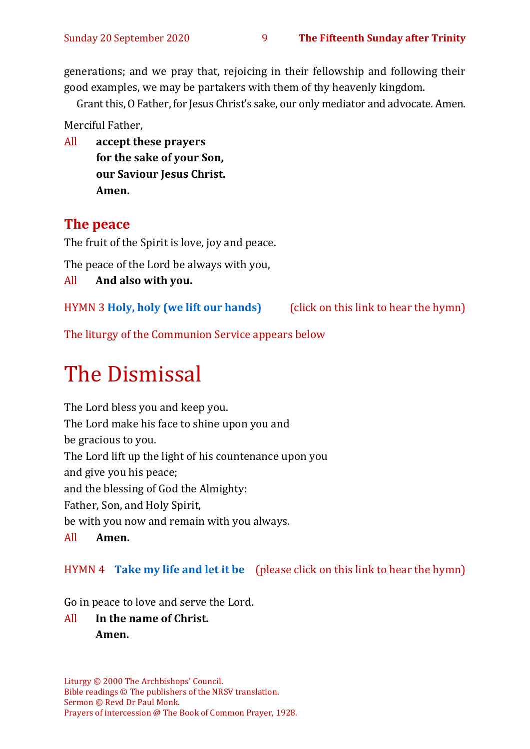generations; and we pray that, rejoicing in their fellowship and following their good examples, we may be partakers with them of thy heavenly kingdom.

Grant this, O Father, for Jesus Christ's sake, our only mediator and advocate. Amen.

Merciful Father,

All **accept these prayers**
**for the sake of your Son,**
**our Saviour Jesus Christ.**
**Amen.**

## The peace

The fruit of the Spirit is love, joy and peace.

The peace of the Lord be always with you,

All **And also with you.**

HYMN 3 **Holy, holy (we lift our hands)** (click on this link to hear the hymn)

The liturgy of the Communion Service appears below

# The Dismissal

The Lord bless you and keep you.
The Lord make his face to shine upon you and
be gracious to you.
The Lord lift up the light of his countenance upon you
and give you his peace;
and the blessing of God the Almighty:
Father, Son, and Holy Spirit,
be with you now and remain with you always.

All **Amen.**

HYMN 4 **Take my life and let it be** (please click on this link to hear the hymn)

Go in peace to love and serve the Lord.

All **In the name of Christ.**
**Amen.**

Liturgy © 2000 The Archbishops' Council.
Bible readings © The publishers of the NRSV translation.
Sermon © Revd Dr Paul Monk.
Prayers of intercession @ The Book of Common Prayer, 1928.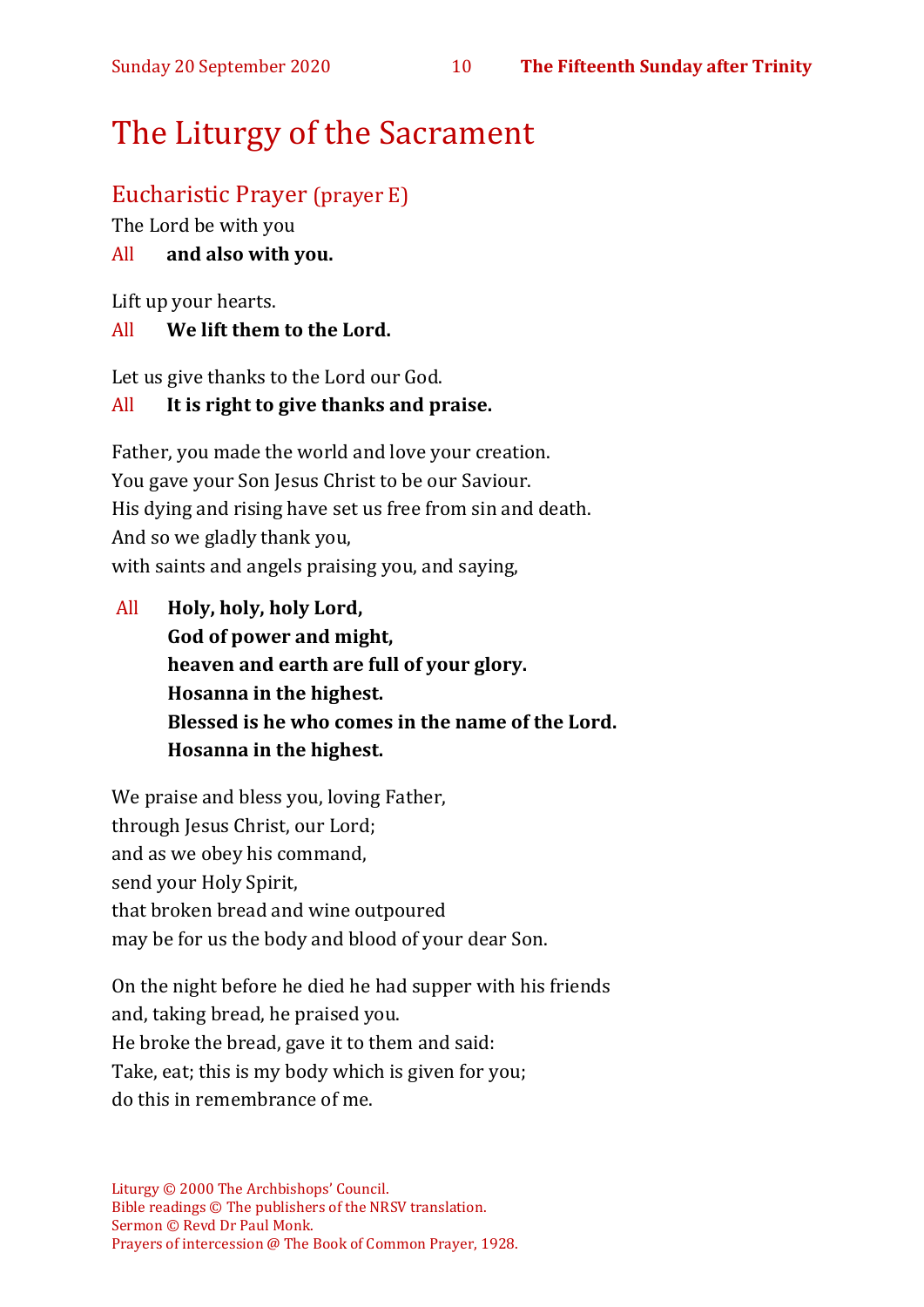# The Liturgy of the Sacrament

## Eucharistic Prayer (prayer E)

The Lord be with you

All **and also with you.**

Lift up your hearts.

All **We lift them to the Lord.**

Let us give thanks to the Lord our God.

All **It is right to give thanks and praise.**

Father, you made the world and love your creation.  
You gave your Son Jesus Christ to be our Saviour.  
His dying and rising have set us free from sin and death.  
And so we gladly thank you,  
with saints and angels praising you, and saying,

All **Holy, holy, holy Lord,**  
**God of power and might,**  
**heaven and earth are full of your glory.**  
**Hosanna in the highest.**  
**Blessed is he who comes in the name of the Lord.**  
**Hosanna in the highest.**

We praise and bless you, loving Father,  
through Jesus Christ, our Lord;  
and as we obey his command,  
send your Holy Spirit,  
that broken bread and wine outpoured  
may be for us the body and blood of your dear Son.

On the night before he died he had supper with his friends  
and, taking bread, he praised you.  
He broke the bread, gave it to them and said:  
Take, eat; this is my body which is given for you;  
do this in remembrance of me.

Liturgy © 2000 The Archbishops' Council.  
Bible readings © The publishers of the NRSV translation.  
Sermon © Revd Dr Paul Monk.  
Prayers of intercession @ The Book of Common Prayer, 1928.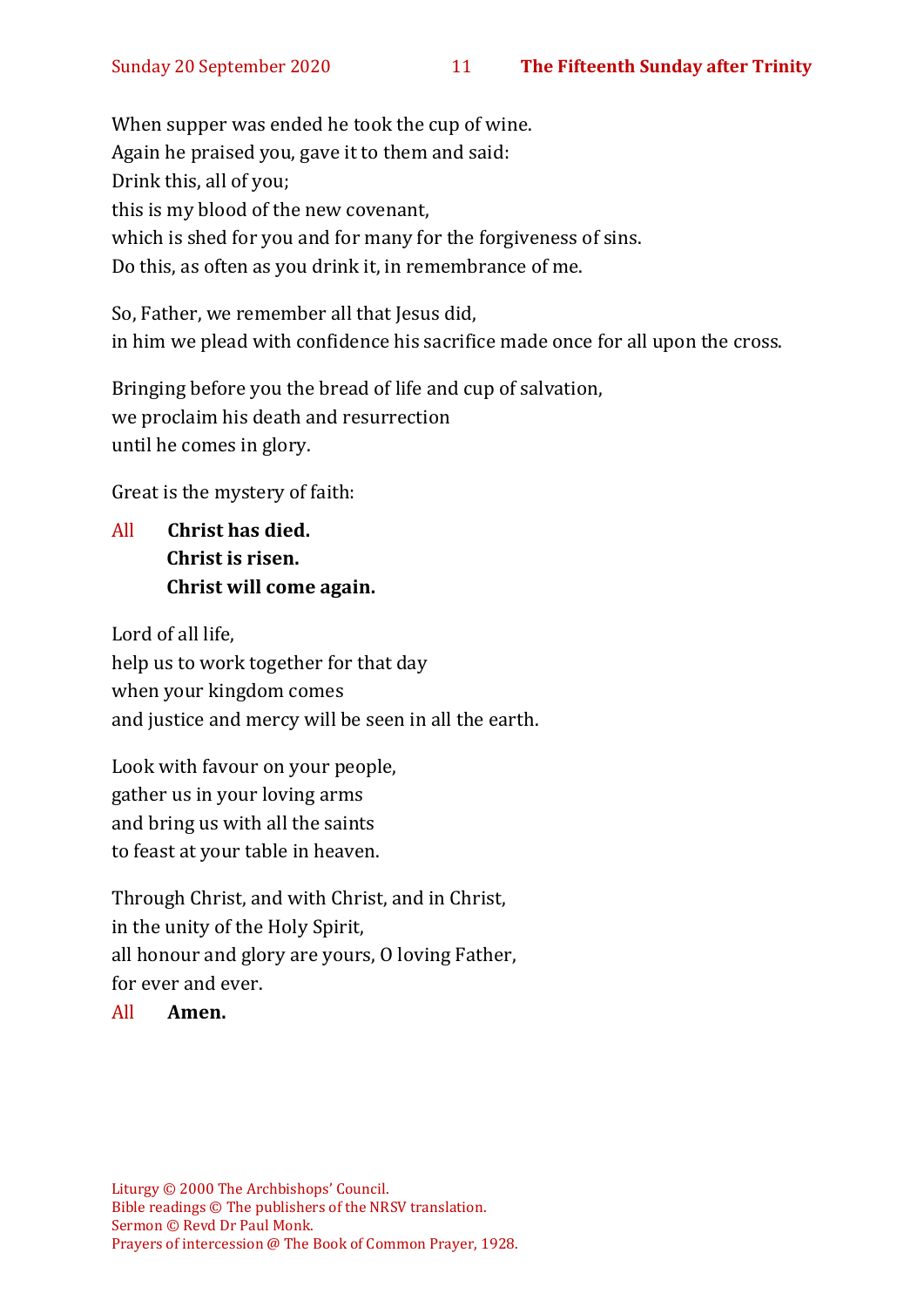When supper was ended he took the cup of wine.
Again he praised you, gave it to them and said:
Drink this, all of you;
this is my blood of the new covenant,
which is shed for you and for many for the forgiveness of sins.
Do this, as often as you drink it, in remembrance of me.

So, Father, we remember all that Jesus did,
in him we plead with confidence his sacrifice made once for all upon the cross.

Bringing before you the bread of life and cup of salvation,
we proclaim his death and resurrection
until he comes in glory.

Great is the mystery of faith:

All **Christ has died.**
**Christ is risen.**
**Christ will come again.**

Lord of all life,
help us to work together for that day
when your kingdom comes
and justice and mercy will be seen in all the earth.

Look with favour on your people,
gather us in your loving arms
and bring us with all the saints
to feast at your table in heaven.

Through Christ, and with Christ, and in Christ,
in the unity of the Holy Spirit,
all honour and glory are yours, O loving Father,
for ever and ever.

All **Amen.**

Liturgy © 2000 The Archbishops' Council.
Bible readings © The publishers of the NRSV translation.
Sermon © Revd Dr Paul Monk.
Prayers of intercession @ The Book of Common Prayer, 1928.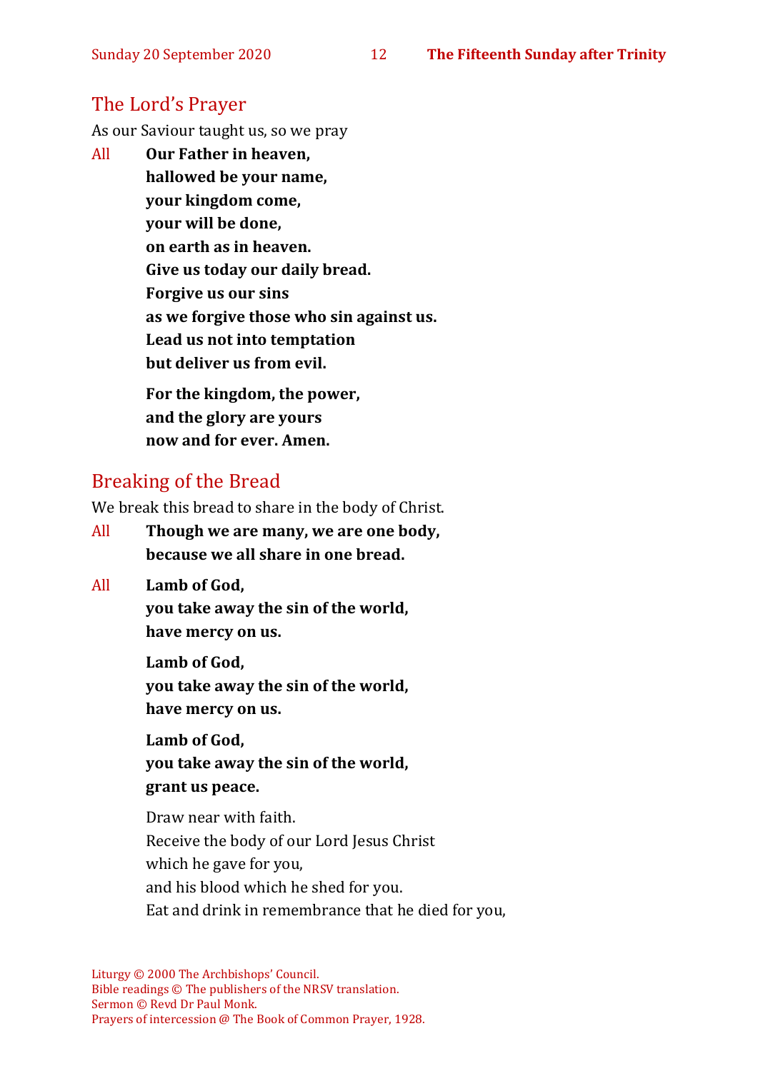## The Lord's Prayer

As our Saviour taught us, so we pray

All **Our Father in heaven,**
**hallowed be your name,**
**your kingdom come,**
**your will be done,**
**on earth as in heaven.**
**Give us today our daily bread.**
**Forgive us our sins**
**as we forgive those who sin against us.**
**Lead us not into temptation**
**but deliver us from evil.**

**For the kingdom, the power,**
**and the glory are yours**
**now and for ever. Amen.**

## Breaking of the Bread

We break this bread to share in the body of Christ.

All **Though we are many, we are one body,**
**because we all share in one bread.**

All **Lamb of God,**
**you take away the sin of the world,**
**have mercy on us.**

**Lamb of God,**
**you take away the sin of the world,**
**have mercy on us.**

**Lamb of God,**
**you take away the sin of the world,**
**grant us peace.**

Draw near with faith.
Receive the body of our Lord Jesus Christ
which he gave for you,
and his blood which he shed for you.
Eat and drink in remembrance that he died for you,

Liturgy © 2000 The Archbishops' Council.
Bible readings © The publishers of the NRSV translation.
Sermon © Revd Dr Paul Monk.
Prayers of intercession @ The Book of Common Prayer, 1928.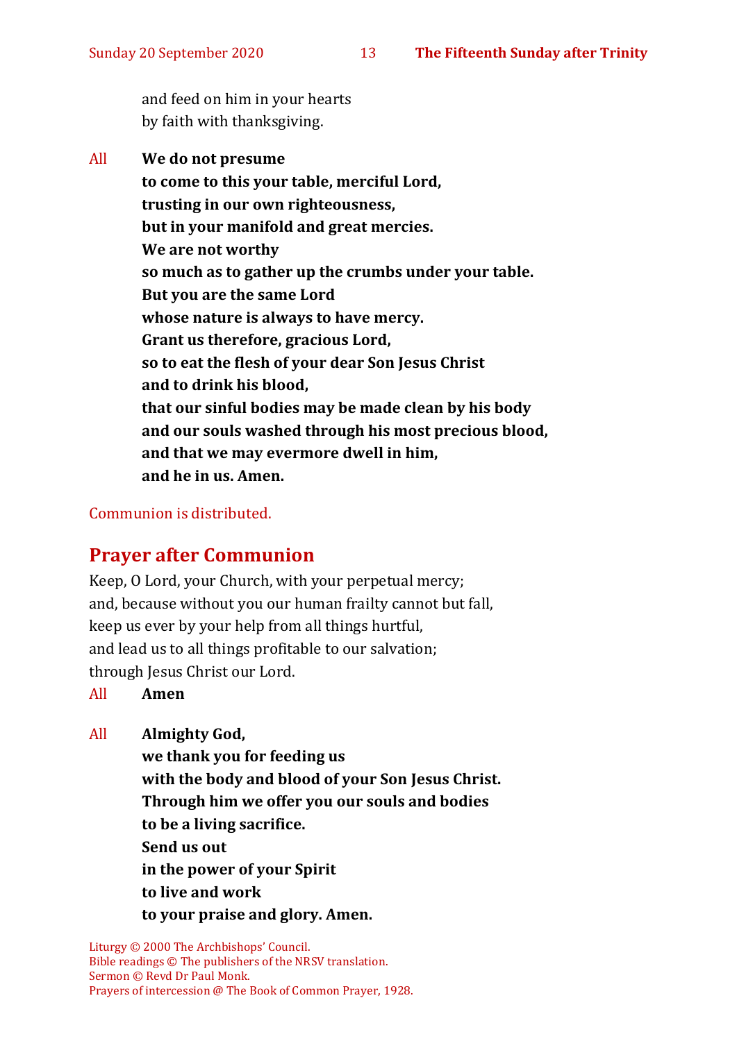and feed on him in your hearts
by faith with thanksgiving.

All **We do not presume**
**to come to this your table, merciful Lord,**
**trusting in our own righteousness,**
**but in your manifold and great mercies.**
**We are not worthy**
**so much as to gather up the crumbs under your table.**
**But you are the same Lord**
**whose nature is always to have mercy.**
**Grant us therefore, gracious Lord,**
**so to eat the flesh of your dear Son Jesus Christ**
**and to drink his blood,**
**that our sinful bodies may be made clean by his body**
**and our souls washed through his most precious blood,**
**and that we may evermore dwell in him,**
**and he in us. Amen.**

Communion is distributed.

## Prayer after Communion

Keep, O Lord, your Church, with your perpetual mercy;
and, because without you our human frailty cannot but fall,
keep us ever by your help from all things hurtful,
and lead us to all things profitable to our salvation;
through Jesus Christ our Lord.

All **Amen**

All **Almighty God,**
**we thank you for feeding us**
**with the body and blood of your Son Jesus Christ.**
**Through him we offer you our souls and bodies**
**to be a living sacrifice.**
**Send us out**
**in the power of your Spirit**
**to live and work**
**to your praise and glory. Amen.**

Liturgy © 2000 The Archbishops' Council.
Bible readings © The publishers of the NRSV translation.
Sermon © Revd Dr Paul Monk.
Prayers of intercession @ The Book of Common Prayer, 1928.